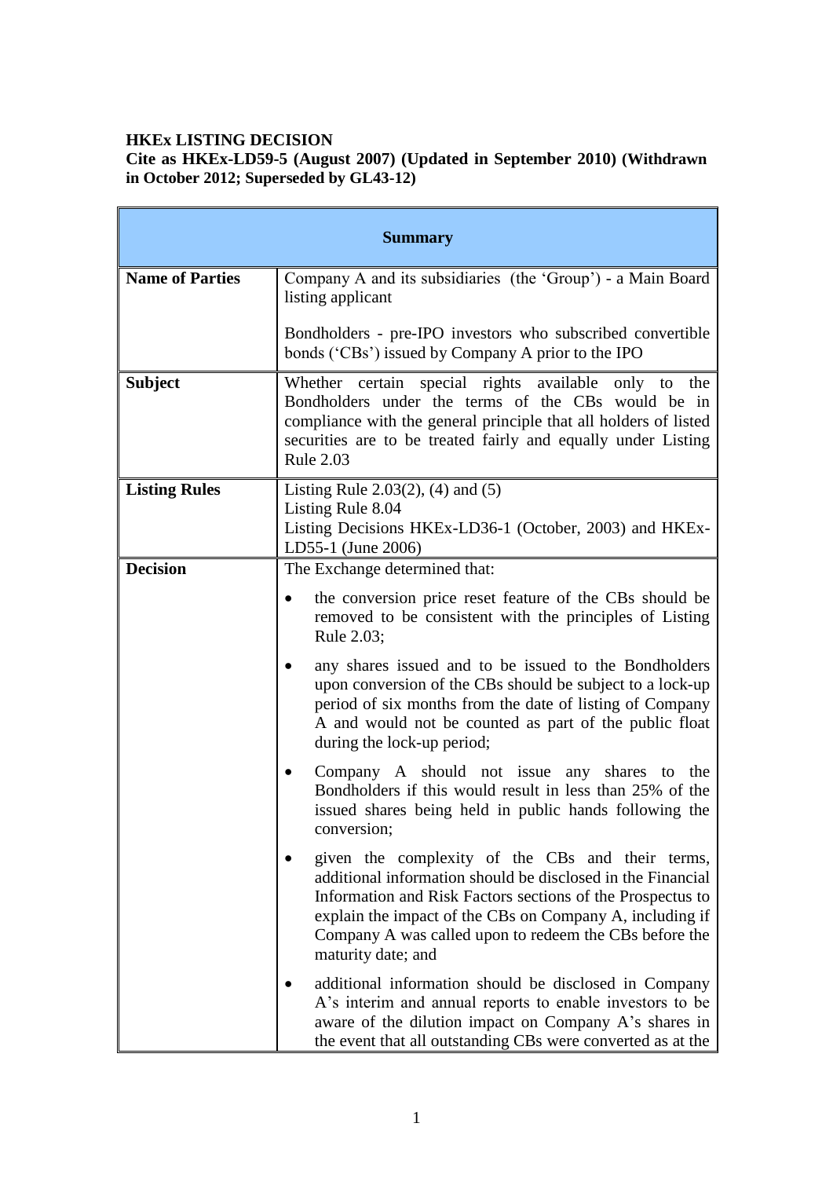**HKEx LISTING DECISION**
**Cite as HKEx-LD59-5 (August 2007) (Updated in September 2010) (Withdrawn in October 2012; Superseded by GL43-12)**

| **Summary** | |
|---|---|
| **Name of Parties** | Company A and its subsidiaries (the 'Group') - a Main Board listing applicant<br><br>Bondholders - pre-IPO investors who subscribed convertible bonds ('CBs') issued by Company A prior to the IPO |
| **Subject** | Whether certain special rights available only to the Bondholders under the terms of the CBs would be in compliance with the general principle that all holders of listed securities are to be treated fairly and equally under Listing Rule 2.03 |
| **Listing Rules** | Listing Rule 2.03(2), (4) and (5)<br>Listing Rule 8.04<br>Listing Decisions HKEx-LD36-1 (October, 2003) and HKEx-LD55-1 (June 2006) |
| **Decision** | The Exchange determined that:<br><br>• the conversion price reset feature of the CBs should be removed to be consistent with the principles of Listing Rule 2.03;<br><br>• any shares issued and to be issued to the Bondholders upon conversion of the CBs should be subject to a lock-up period of six months from the date of listing of Company A and would not be counted as part of the public float during the lock-up period;<br><br>• Company A should not issue any shares to the Bondholders if this would result in less than 25% of the issued shares being held in public hands following the conversion;<br><br>• given the complexity of the CBs and their terms, additional information should be disclosed in the Financial Information and Risk Factors sections of the Prospectus to explain the impact of the CBs on Company A, including if Company A was called upon to redeem the CBs before the maturity date; and<br><br>• additional information should be disclosed in Company A's interim and annual reports to enable investors to be aware of the dilution impact on Company A's shares in the event that all outstanding CBs were converted as at the |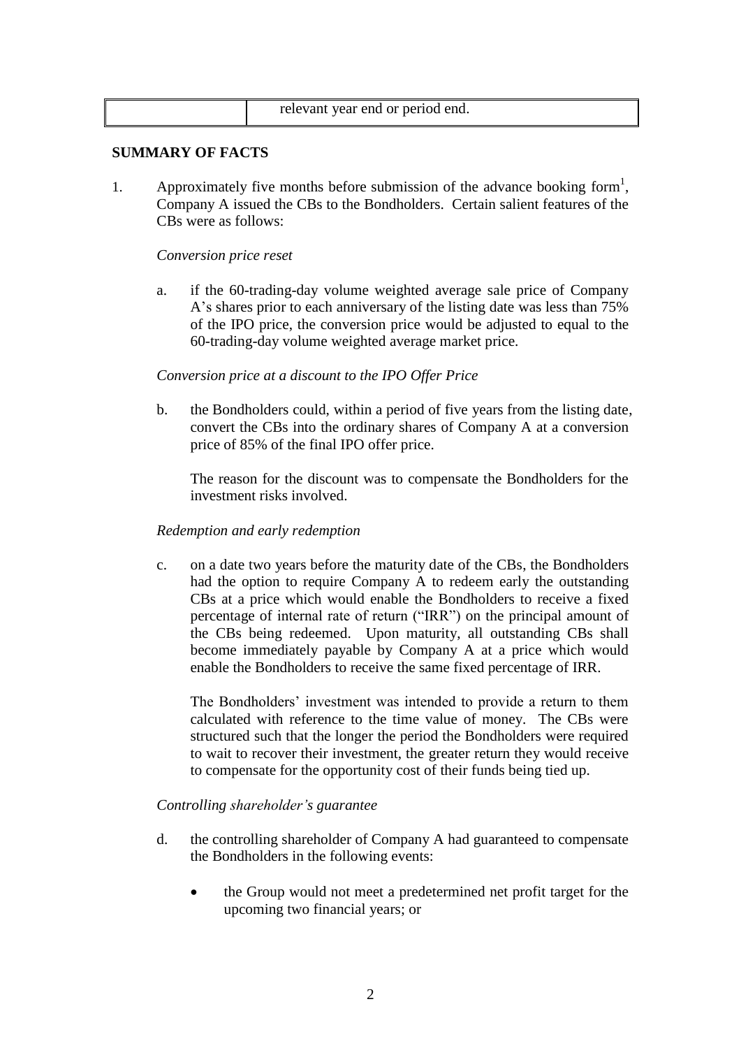|  | relevant year end or period end. |
|---|---|

**SUMMARY OF FACTS**

1. Approximately five months before submission of the advance booking form[1], Company A issued the CBs to the Bondholders. Certain salient features of the CBs were as follows:

   *Conversion price reset*

   a. if the 60-trading-day volume weighted average sale price of Company A's shares prior to each anniversary of the listing date was less than 75% of the IPO price, the conversion price would be adjusted to equal to the 60-trading-day volume weighted average market price.

   *Conversion price at a discount to the IPO Offer Price*

   b. the Bondholders could, within a period of five years from the listing date, convert the CBs into the ordinary shares of Company A at a conversion price of 85% of the final IPO offer price.

      The reason for the discount was to compensate the Bondholders for the investment risks involved.

   *Redemption and early redemption*

   c. on a date two years before the maturity date of the CBs, the Bondholders had the option to require Company A to redeem early the outstanding CBs at a price which would enable the Bondholders to receive a fixed percentage of internal rate of return ("IRR") on the principal amount of the CBs being redeemed. Upon maturity, all outstanding CBs shall become immediately payable by Company A at a price which would enable the Bondholders to receive the same fixed percentage of IRR.

      The Bondholders' investment was intended to provide a return to them calculated with reference to the time value of money. The CBs were structured such that the longer the period the Bondholders were required to wait to recover their investment, the greater return they would receive to compensate for the opportunity cost of their funds being tied up.

   *Controlling shareholder's guarantee*

   d. the controlling shareholder of Company A had guaranteed to compensate the Bondholders in the following events:

      - the Group would not meet a predetermined net profit target for the upcoming two financial years; or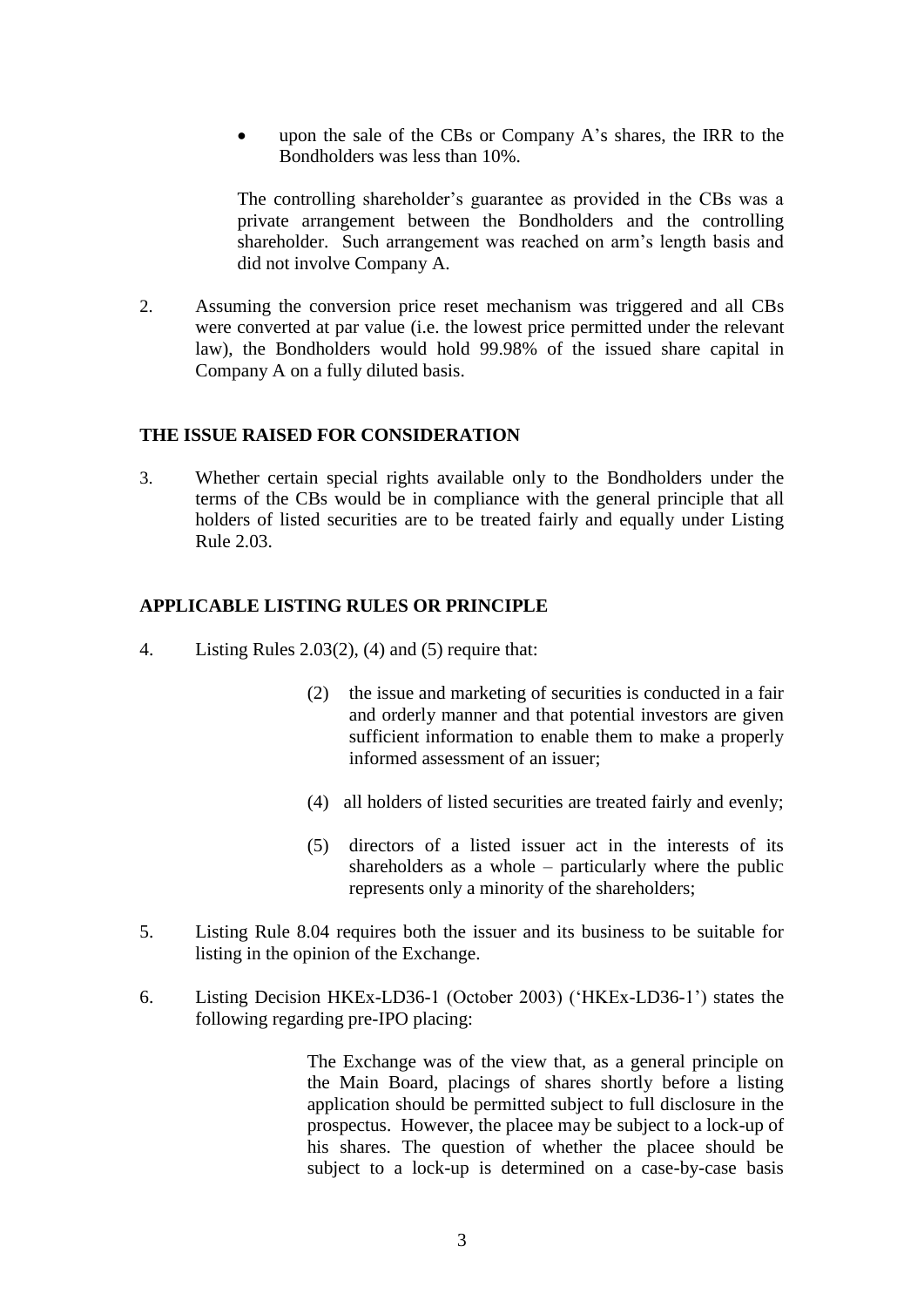- upon the sale of the CBs or Company A's shares, the IRR to the Bondholders was less than 10%.

The controlling shareholder's guarantee as provided in the CBs was a private arrangement between the Bondholders and the controlling shareholder. Such arrangement was reached on arm's length basis and did not involve Company A.

2. Assuming the conversion price reset mechanism was triggered and all CBs were converted at par value (i.e. the lowest price permitted under the relevant law), the Bondholders would hold 99.98% of the issued share capital in Company A on a fully diluted basis.

**THE ISSUE RAISED FOR CONSIDERATION**

3. Whether certain special rights available only to the Bondholders under the terms of the CBs would be in compliance with the general principle that all holders of listed securities are to be treated fairly and equally under Listing Rule 2.03.

**APPLICABLE LISTING RULES OR PRINCIPLE**

4. Listing Rules 2.03(2), (4) and (5) require that:

   (2) the issue and marketing of securities is conducted in a fair and orderly manner and that potential investors are given sufficient information to enable them to make a properly informed assessment of an issuer;

   (4) all holders of listed securities are treated fairly and evenly;

   (5) directors of a listed issuer act in the interests of its shareholders as a whole – particularly where the public represents only a minority of the shareholders;

5. Listing Rule 8.04 requires both the issuer and its business to be suitable for listing in the opinion of the Exchange.

6. Listing Decision HKEx-LD36-1 (October 2003) ('HKEx-LD36-1') states the following regarding pre-IPO placing:

   The Exchange was of the view that, as a general principle on the Main Board, placings of shares shortly before a listing application should be permitted subject to full disclosure in the prospectus. However, the placee may be subject to a lock-up of his shares. The question of whether the placee should be subject to a lock-up is determined on a case-by-case basis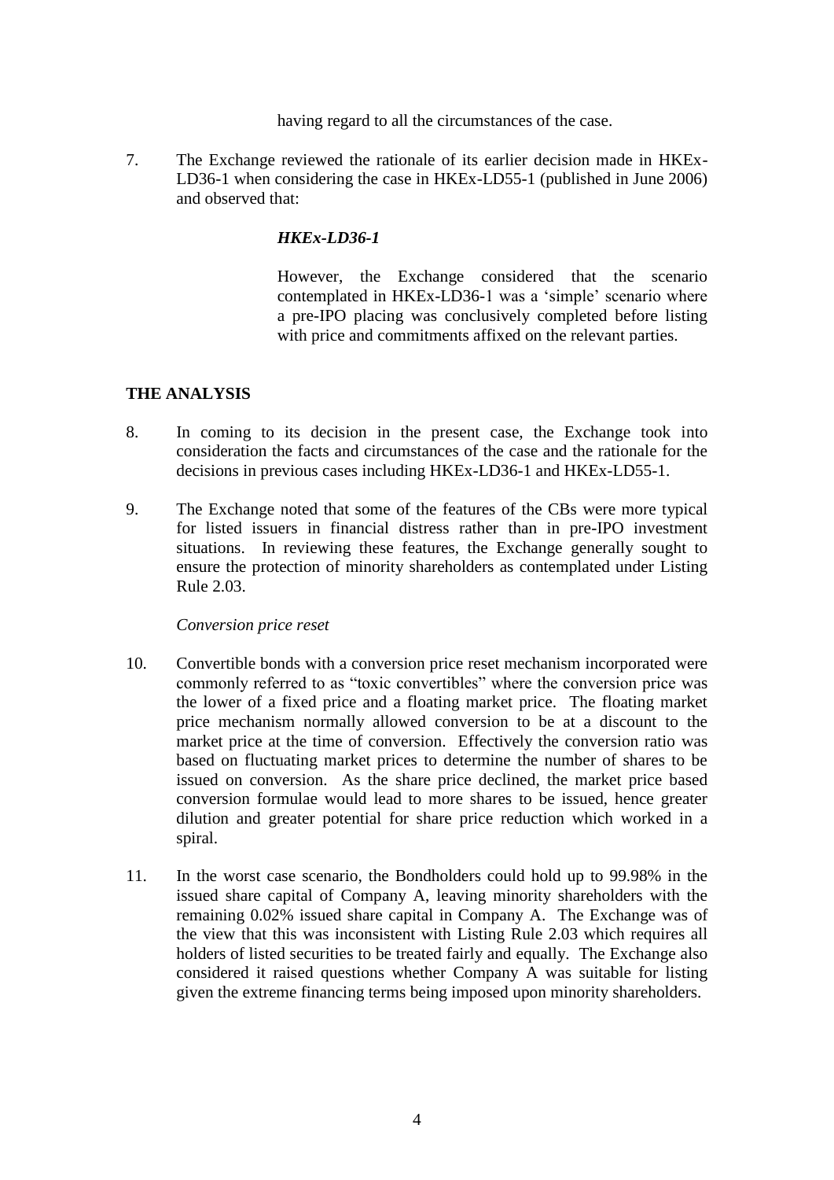having regard to all the circumstances of the case.

7. The Exchange reviewed the rationale of its earlier decision made in HKEx-LD36-1 when considering the case in HKEx-LD55-1 (published in June 2006) and observed that:

    ***HKEx-LD36-1***

    However, the Exchange considered that the scenario contemplated in HKEx-LD36-1 was a 'simple' scenario where a pre-IPO placing was conclusively completed before listing with price and commitments affixed on the relevant parties.

## THE ANALYSIS

8. In coming to its decision in the present case, the Exchange took into consideration the facts and circumstances of the case and the rationale for the decisions in previous cases including HKEx-LD36-1 and HKEx-LD55-1.

9. The Exchange noted that some of the features of the CBs were more typical for listed issuers in financial distress rather than in pre-IPO investment situations. In reviewing these features, the Exchange generally sought to ensure the protection of minority shareholders as contemplated under Listing Rule 2.03.

    *Conversion price reset*

10. Convertible bonds with a conversion price reset mechanism incorporated were commonly referred to as "toxic convertibles" where the conversion price was the lower of a fixed price and a floating market price. The floating market price mechanism normally allowed conversion to be at a discount to the market price at the time of conversion. Effectively the conversion ratio was based on fluctuating market prices to determine the number of shares to be issued on conversion. As the share price declined, the market price based conversion formulae would lead to more shares to be issued, hence greater dilution and greater potential for share price reduction which worked in a spiral.

11. In the worst case scenario, the Bondholders could hold up to 99.98% in the issued share capital of Company A, leaving minority shareholders with the remaining 0.02% issued share capital in Company A. The Exchange was of the view that this was inconsistent with Listing Rule 2.03 which requires all holders of listed securities to be treated fairly and equally. The Exchange also considered it raised questions whether Company A was suitable for listing given the extreme financing terms being imposed upon minority shareholders.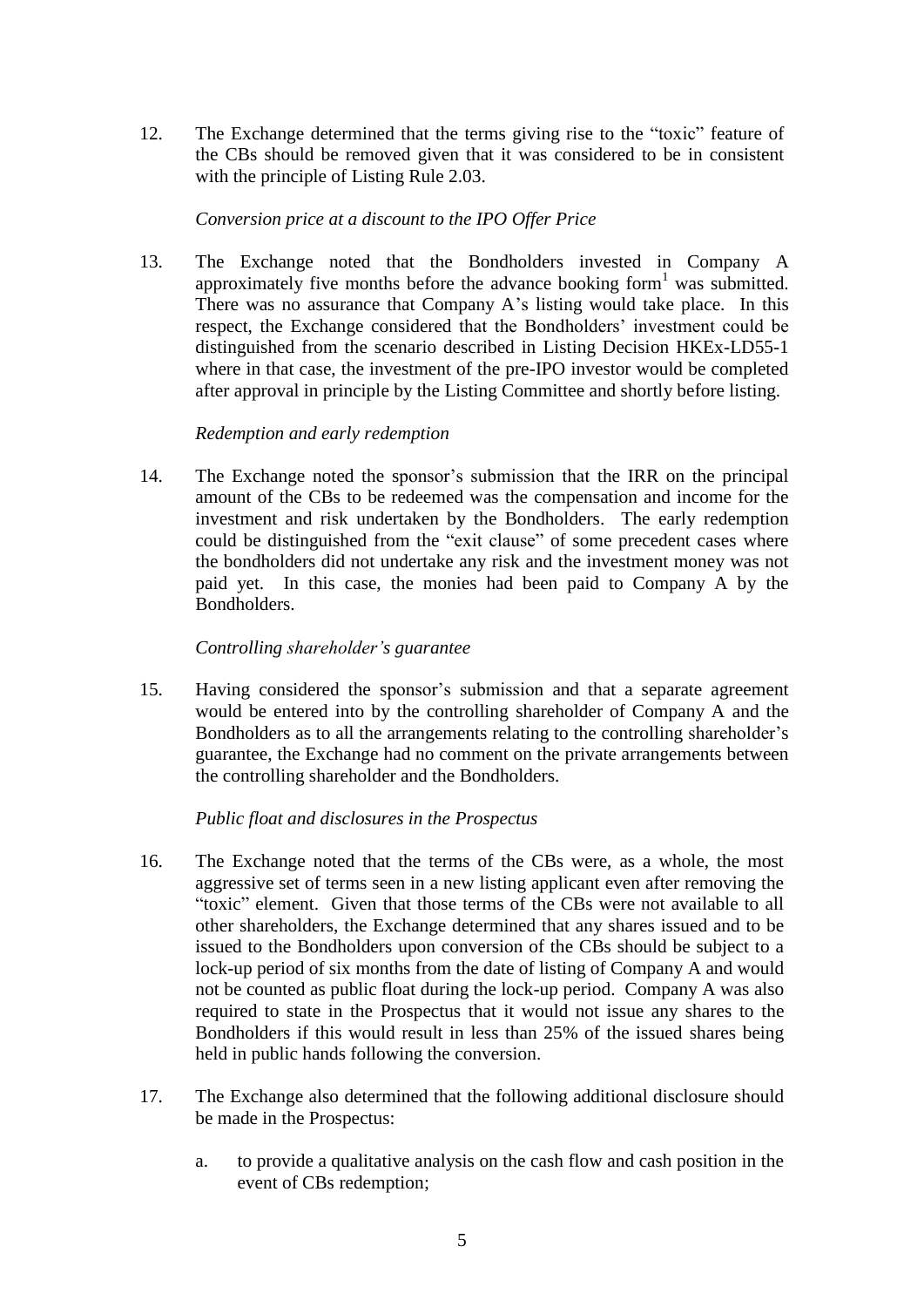12. The Exchange determined that the terms giving rise to the "toxic" feature of the CBs should be removed given that it was considered to be in consistent with the principle of Listing Rule 2.03.

*Conversion price at a discount to the IPO Offer Price*

13. The Exchange noted that the Bondholders invested in Company A approximately five months before the advance booking form[1] was submitted. There was no assurance that Company A's listing would take place. In this respect, the Exchange considered that the Bondholders' investment could be distinguished from the scenario described in Listing Decision HKEx-LD55-1 where in that case, the investment of the pre-IPO investor would be completed after approval in principle by the Listing Committee and shortly before listing.

*Redemption and early redemption*

14. The Exchange noted the sponsor's submission that the IRR on the principal amount of the CBs to be redeemed was the compensation and income for the investment and risk undertaken by the Bondholders. The early redemption could be distinguished from the "exit clause" of some precedent cases where the bondholders did not undertake any risk and the investment money was not paid yet. In this case, the monies had been paid to Company A by the Bondholders.

*Controlling shareholder's guarantee*

15. Having considered the sponsor's submission and that a separate agreement would be entered into by the controlling shareholder of Company A and the Bondholders as to all the arrangements relating to the controlling shareholder's guarantee, the Exchange had no comment on the private arrangements between the controlling shareholder and the Bondholders.

*Public float and disclosures in the Prospectus*

16. The Exchange noted that the terms of the CBs were, as a whole, the most aggressive set of terms seen in a new listing applicant even after removing the "toxic" element. Given that those terms of the CBs were not available to all other shareholders, the Exchange determined that any shares issued and to be issued to the Bondholders upon conversion of the CBs should be subject to a lock-up period of six months from the date of listing of Company A and would not be counted as public float during the lock-up period. Company A was also required to state in the Prospectus that it would not issue any shares to the Bondholders if this would result in less than 25% of the issued shares being held in public hands following the conversion.

17. The Exchange also determined that the following additional disclosure should be made in the Prospectus:

    a. to provide a qualitative analysis on the cash flow and cash position in the event of CBs redemption;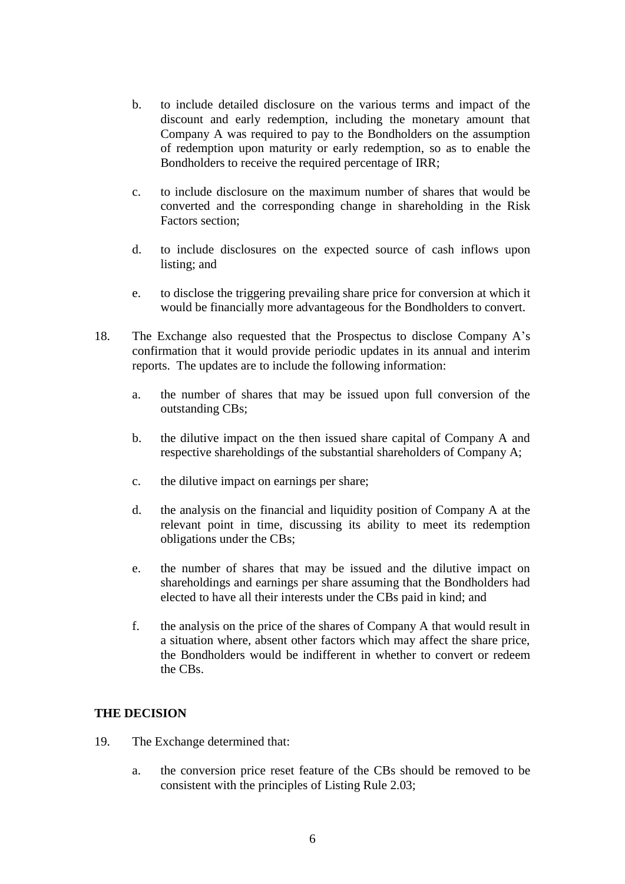b. to include detailed disclosure on the various terms and impact of the discount and early redemption, including the monetary amount that Company A was required to pay to the Bondholders on the assumption of redemption upon maturity or early redemption, so as to enable the Bondholders to receive the required percentage of IRR;

c. to include disclosure on the maximum number of shares that would be converted and the corresponding change in shareholding in the Risk Factors section;

d. to include disclosures on the expected source of cash inflows upon listing; and

e. to disclose the triggering prevailing share price for conversion at which it would be financially more advantageous for the Bondholders to convert.

18. The Exchange also requested that the Prospectus to disclose Company A's confirmation that it would provide periodic updates in its annual and interim reports. The updates are to include the following information:

a. the number of shares that may be issued upon full conversion of the outstanding CBs;

b. the dilutive impact on the then issued share capital of Company A and respective shareholdings of the substantial shareholders of Company A;

c. the dilutive impact on earnings per share;

d. the analysis on the financial and liquidity position of Company A at the relevant point in time, discussing its ability to meet its redemption obligations under the CBs;

e. the number of shares that may be issued and the dilutive impact on shareholdings and earnings per share assuming that the Bondholders had elected to have all their interests under the CBs paid in kind; and

f. the analysis on the price of the shares of Company A that would result in a situation where, absent other factors which may affect the share price, the Bondholders would be indifferent in whether to convert or redeem the CBs.

## THE DECISION

19. The Exchange determined that:

a. the conversion price reset feature of the CBs should be removed to be consistent with the principles of Listing Rule 2.03;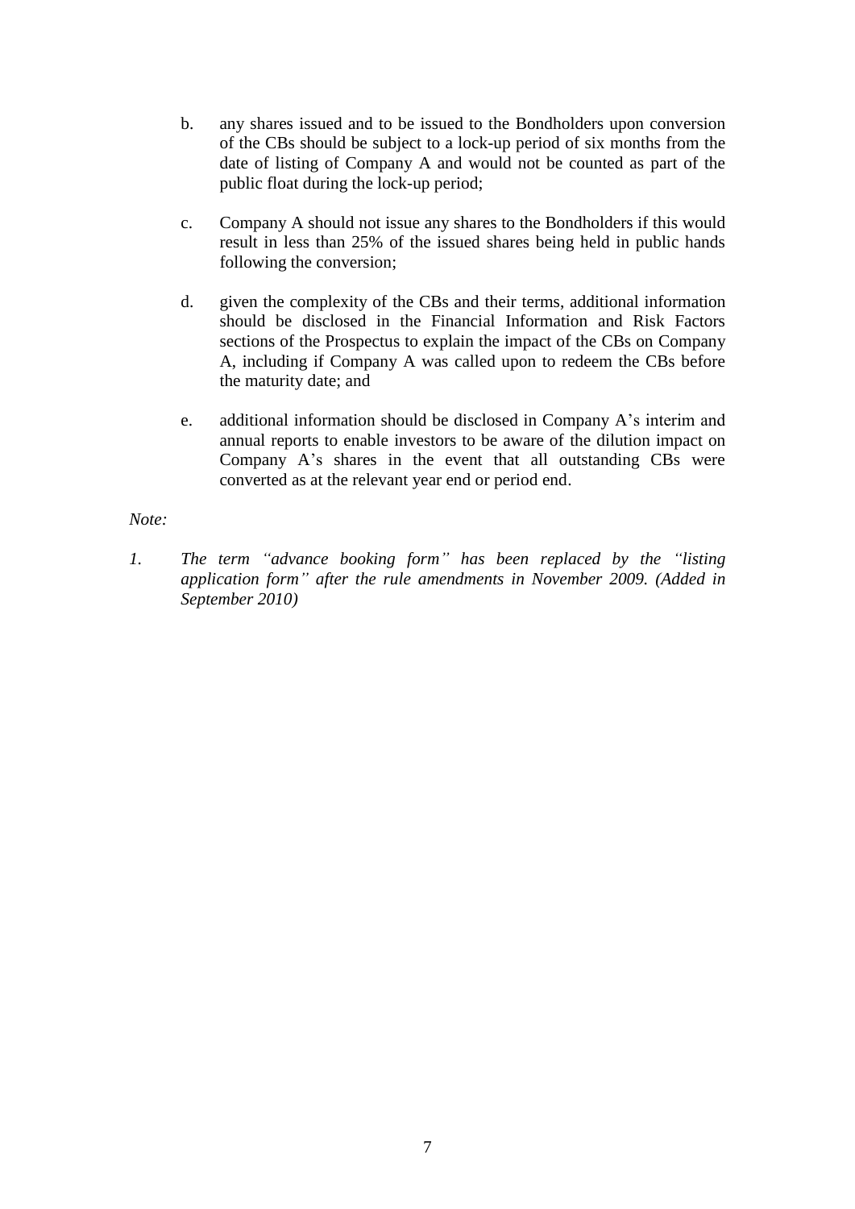b. any shares issued and to be issued to the Bondholders upon conversion of the CBs should be subject to a lock-up period of six months from the date of listing of Company A and would not be counted as part of the public float during the lock-up period;

c. Company A should not issue any shares to the Bondholders if this would result in less than 25% of the issued shares being held in public hands following the conversion;

d. given the complexity of the CBs and their terms, additional information should be disclosed in the Financial Information and Risk Factors sections of the Prospectus to explain the impact of the CBs on Company A, including if Company A was called upon to redeem the CBs before the maturity date; and

e. additional information should be disclosed in Company A's interim and annual reports to enable investors to be aware of the dilution impact on Company A's shares in the event that all outstanding CBs were converted as at the relevant year end or period end.

*Note:*

1. *The term "advance booking form" has been replaced by the "listing application form" after the rule amendments in November 2009. (Added in September 2010)*